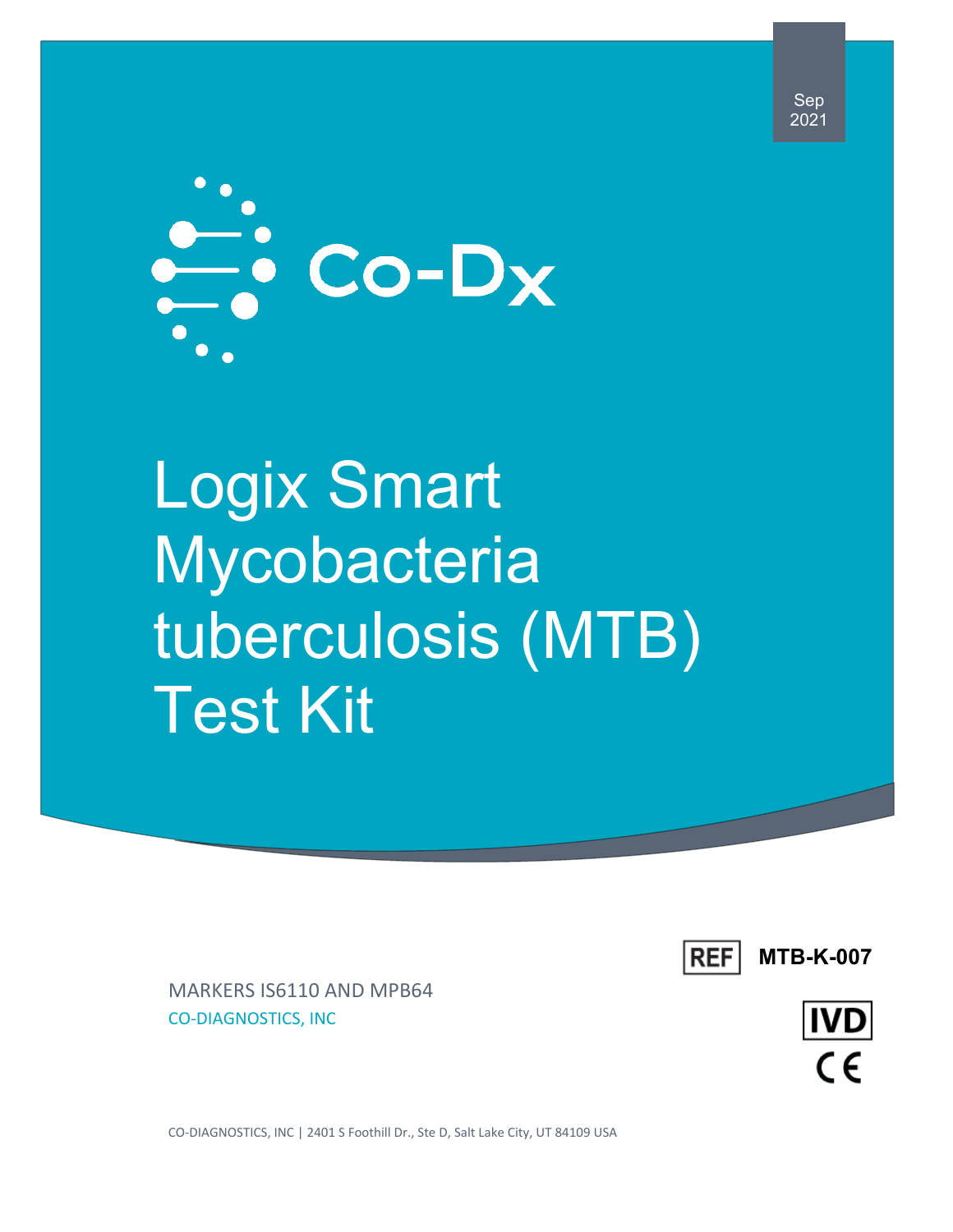Sep 2021

Co-Dx

# Logix Smart Mycobacteria tuberculosis (MTB) Test Kit

REF MTB-K-007

MARKERS IS6110 AND MPB64

CO-DIAGNOSTICS, INC

IVD

CE

CO-DIAGNOSTICS, INC | 2401 S Foothill Dr., Ste D, Salt Lake City, UT 84109 USA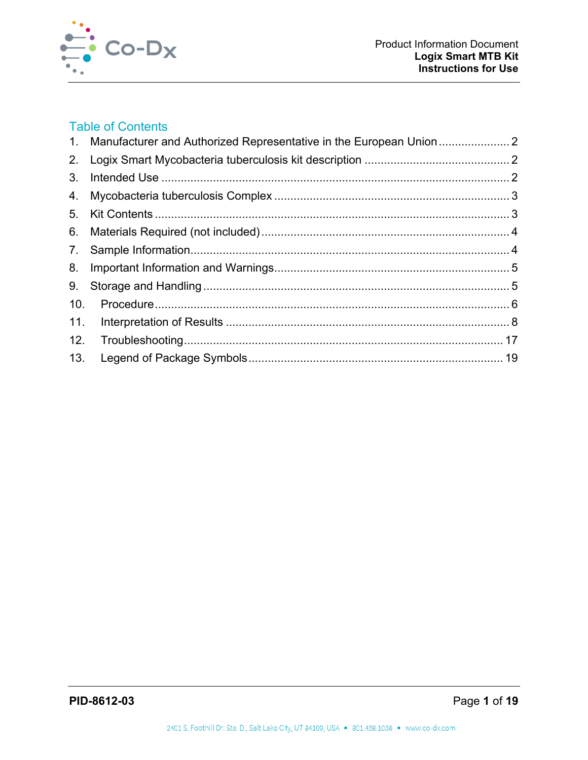## Table of Contents

1. Manufacturer and Authorized Representative in the European Union ...................... 2
2. Logix Smart Mycobacteria tuberculosis kit description ............................................. 2
3. Intended Use .......................................................................................................... 2
4. Mycobacteria tuberculosis Complex ........................................................................ 3
5. Kit Contents ............................................................................................................ 3
6. Materials Required (not included) ............................................................................ 4
7. Sample Information.................................................................................................. 4
8. Important Information and Warnings......................................................................... 5
9. Storage and Handling .............................................................................................. 5
10. Procedure................................................................................................................ 6
11. Interpretation of Results .......................................................................................... 8
12. Troubleshooting...................................................................................................... 17
13. Legend of Package Symbols .................................................................................. 19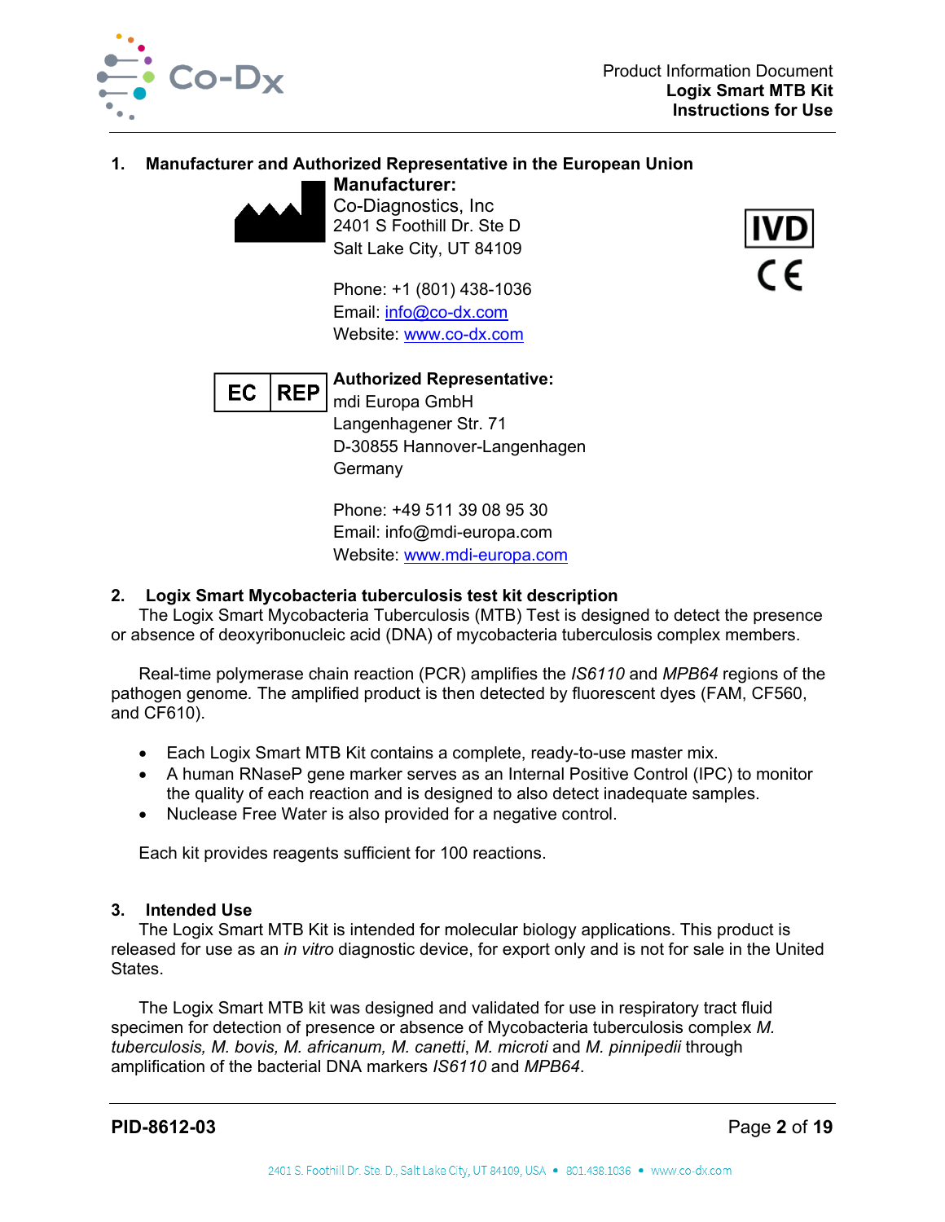## 1. Manufacturer and Authorized Representative in the European Union

**Manufacturer:**
Co-Diagnostics, Inc
2401 S Foothill Dr. Ste D
Salt Lake City, UT 84109

Phone: +1 (801) 438-1036
Email: info@co-dx.com
Website: www.co-dx.com

IVD
CE

EC REP

**Authorized Representative:**
mdi Europa GmbH
Langenhagener Str. 71
D-30855 Hannover-Langenhagen
Germany

Phone: +49 511 39 08 95 30
Email: info@mdi-europa.com
Website: www.mdi-europa.com

## 2. Logix Smart Mycobacteria tuberculosis test kit description

The Logix Smart Mycobacteria Tuberculosis (MTB) Test is designed to detect the presence or absence of deoxyribonucleic acid (DNA) of mycobacteria tuberculosis complex members.

Real-time polymerase chain reaction (PCR) amplifies the *IS6110* and *MPB64* regions of the pathogen genome. The amplified product is then detected by fluorescent dyes (FAM, CF560, and CF610).

- Each Logix Smart MTB Kit contains a complete, ready-to-use master mix.
- A human RNaseP gene marker serves as an Internal Positive Control (IPC) to monitor the quality of each reaction and is designed to also detect inadequate samples.
- Nuclease Free Water is also provided for a negative control.

Each kit provides reagents sufficient for 100 reactions.

## 3. Intended Use

The Logix Smart MTB Kit is intended for molecular biology applications. This product is released for use as an *in vitro* diagnostic device, for export only and is not for sale in the United States.

The Logix Smart MTB kit was designed and validated for use in respiratory tract fluid specimen for detection of presence or absence of Mycobacteria tuberculosis complex *M. tuberculosis, M. bovis, M. africanum, M. canetti*, *M. microti* and *M. pinnipedii* through amplification of the bacterial DNA markers *IS6110* and *MPB64*.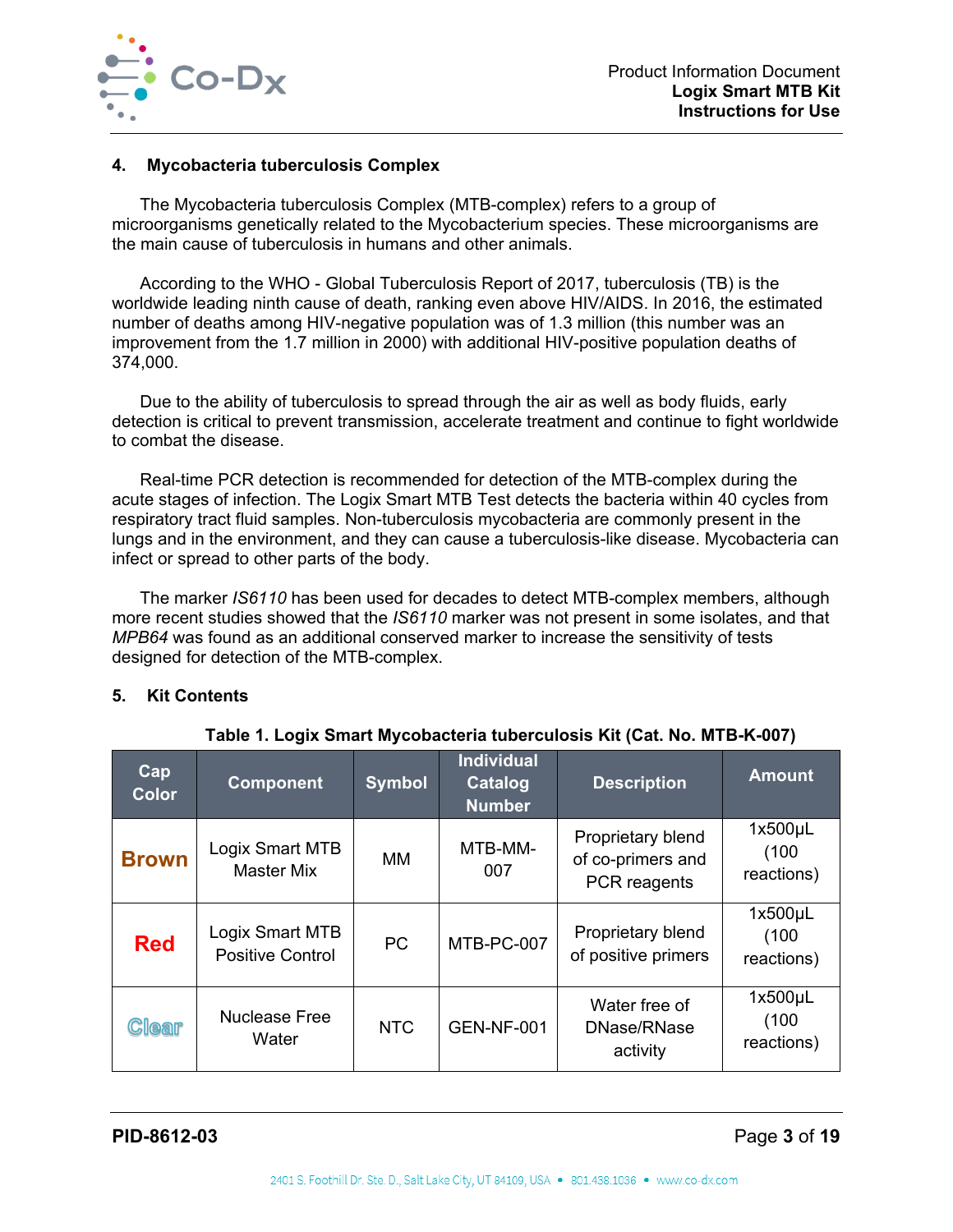## 4. Mycobacteria tuberculosis Complex

The Mycobacteria tuberculosis Complex (MTB-complex) refers to a group of microorganisms genetically related to the Mycobacterium species. These microorganisms are the main cause of tuberculosis in humans and other animals.

According to the WHO - Global Tuberculosis Report of 2017, tuberculosis (TB) is the worldwide leading ninth cause of death, ranking even above HIV/AIDS. In 2016, the estimated number of deaths among HIV-negative population was of 1.3 million (this number was an improvement from the 1.7 million in 2000) with additional HIV-positive population deaths of 374,000.

Due to the ability of tuberculosis to spread through the air as well as body fluids, early detection is critical to prevent transmission, accelerate treatment and continue to fight worldwide to combat the disease.

Real-time PCR detection is recommended for detection of the MTB-complex during the acute stages of infection. The Logix Smart MTB Test detects the bacteria within 40 cycles from respiratory tract fluid samples. Non-tuberculosis mycobacteria are commonly present in the lungs and in the environment, and they can cause a tuberculosis-like disease. Mycobacteria can infect or spread to other parts of the body.

The marker *IS6110* has been used for decades to detect MTB-complex members, although more recent studies showed that the *IS6110* marker was not present in some isolates, and that *MPB64* was found as an additional conserved marker to increase the sensitivity of tests designed for detection of the MTB-complex.

## 5. Kit Contents

**Table 1. Logix Smart Mycobacteria tuberculosis Kit (Cat. No. MTB-K-007)**

| Cap Color | Component | Symbol | Individual Catalog Number | Description | Amount |
|---|---|---|---|---|---|
| **Brown** | Logix Smart MTB Master Mix | MM | MTB-MM-007 | Proprietary blend of co-primers and PCR reagents | 1x500µL (100 reactions) |
| **Red** | Logix Smart MTB Positive Control | PC | MTB-PC-007 | Proprietary blend of positive primers | 1x500µL (100 reactions) |
| **Clear** | Nuclease Free Water | NTC | GEN-NF-001 | Water free of DNase/RNase activity | 1x500µL (100 reactions) |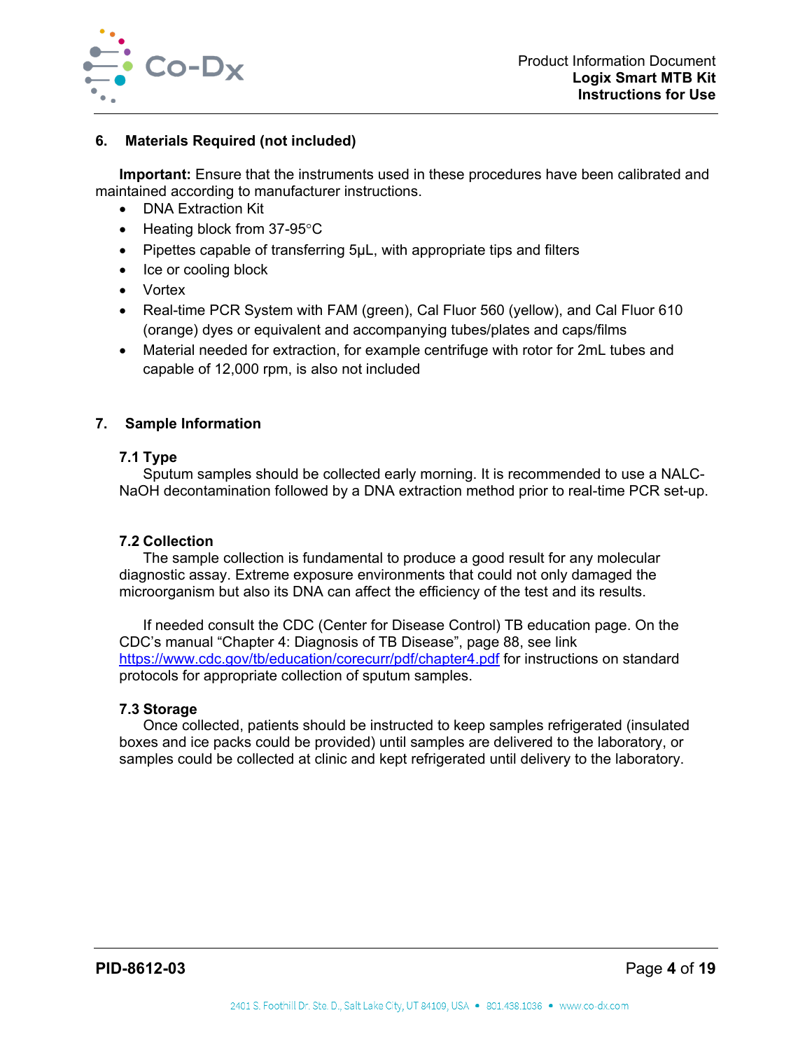## 6. Materials Required (not included)

**Important:** Ensure that the instruments used in these procedures have been calibrated and maintained according to manufacturer instructions.

- DNA Extraction Kit
- Heating block from 37-95°C
- Pipettes capable of transferring 5µL, with appropriate tips and filters
- Ice or cooling block
- Vortex
- Real-time PCR System with FAM (green), Cal Fluor 560 (yellow), and Cal Fluor 610 (orange) dyes or equivalent and accompanying tubes/plates and caps/films
- Material needed for extraction, for example centrifuge with rotor for 2mL tubes and capable of 12,000 rpm, is also not included

## 7. Sample Information

### 7.1 Type

Sputum samples should be collected early morning. It is recommended to use a NALC-NaOH decontamination followed by a DNA extraction method prior to real-time PCR set-up.

### 7.2 Collection

The sample collection is fundamental to produce a good result for any molecular diagnostic assay. Extreme exposure environments that could not only damaged the microorganism but also its DNA can affect the efficiency of the test and its results.

If needed consult the CDC (Center for Disease Control) TB education page. On the CDC's manual "Chapter 4: Diagnosis of TB Disease", page 88, see link https://www.cdc.gov/tb/education/corecurr/pdf/chapter4.pdf for instructions on standard protocols for appropriate collection of sputum samples.

### 7.3 Storage

Once collected, patients should be instructed to keep samples refrigerated (insulated boxes and ice packs could be provided) until samples are delivered to the laboratory, or samples could be collected at clinic and kept refrigerated until delivery to the laboratory.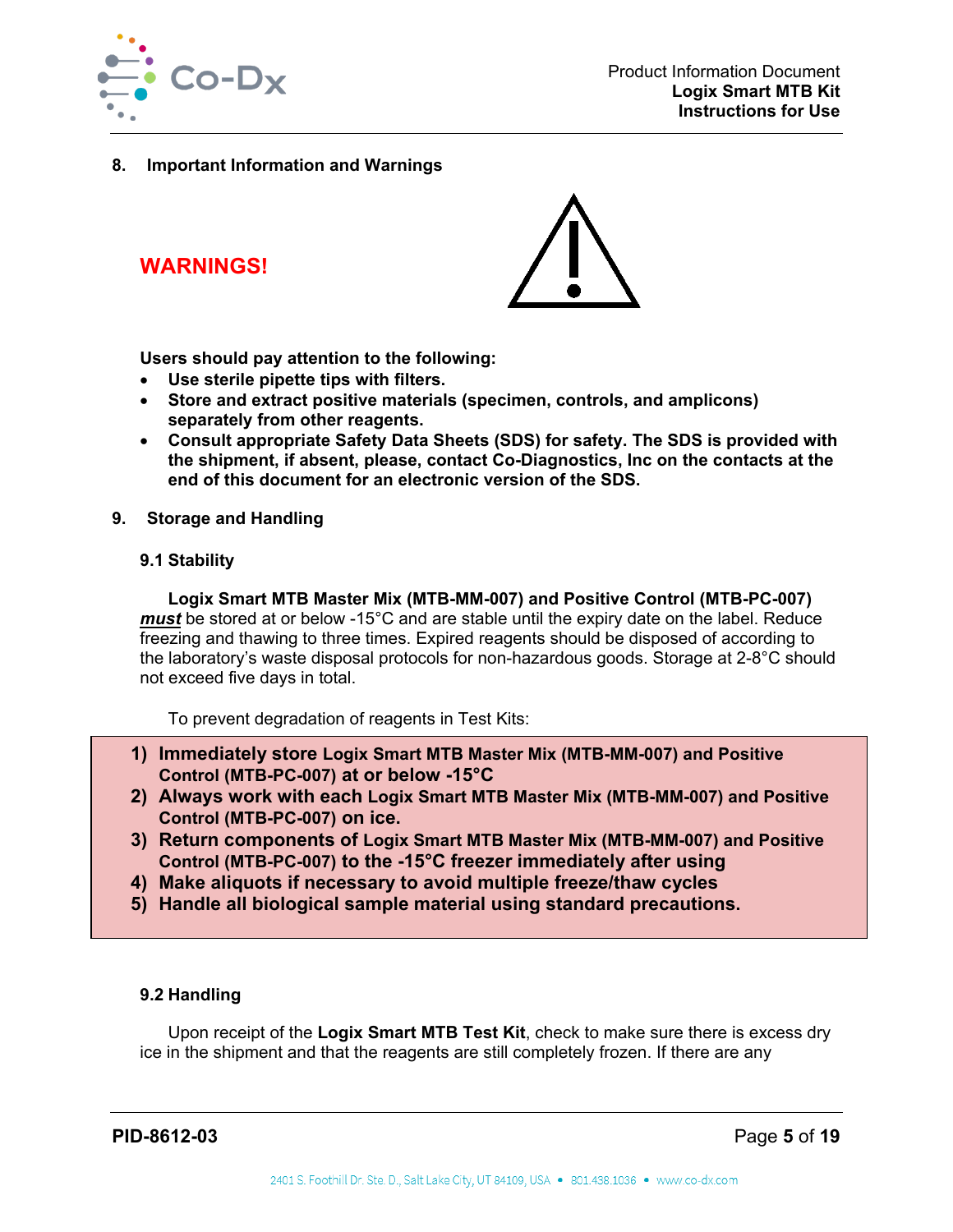## 8. Important Information and Warnings

**WARNINGS!**

**Users should pay attention to the following:**

- **Use sterile pipette tips with filters.**
- **Store and extract positive materials (specimen, controls, and amplicons) separately from other reagents.**
- **Consult appropriate Safety Data Sheets (SDS) for safety. The SDS is provided with the shipment, if absent, please, contact Co-Diagnostics, Inc on the contacts at the end of this document for an electronic version of the SDS.**

## 9. Storage and Handling

### 9.1 Stability

**Logix Smart MTB Master Mix (MTB-MM-007) and Positive Control (MTB-PC-007)** ***must*** be stored at or below -15°C and are stable until the expiry date on the label. Reduce freezing and thawing to three times. Expired reagents should be disposed of according to the laboratory's waste disposal protocols for non-hazardous goods. Storage at 2-8°C should not exceed five days in total.

To prevent degradation of reagents in Test Kits:

1) **Immediately store Logix Smart MTB Master Mix (MTB-MM-007) and Positive Control (MTB-PC-007) at or below -15°C**
2) **Always work with each Logix Smart MTB Master Mix (MTB-MM-007) and Positive Control (MTB-PC-007) on ice.**
3) **Return components of Logix Smart MTB Master Mix (MTB-MM-007) and Positive Control (MTB-PC-007) to the -15°C freezer immediately after using**
4) **Make aliquots if necessary to avoid multiple freeze/thaw cycles**
5) **Handle all biological sample material using standard precautions.**

### 9.2 Handling

Upon receipt of the **Logix Smart MTB Test Kit**, check to make sure there is excess dry ice in the shipment and that the reagents are still completely frozen. If there are any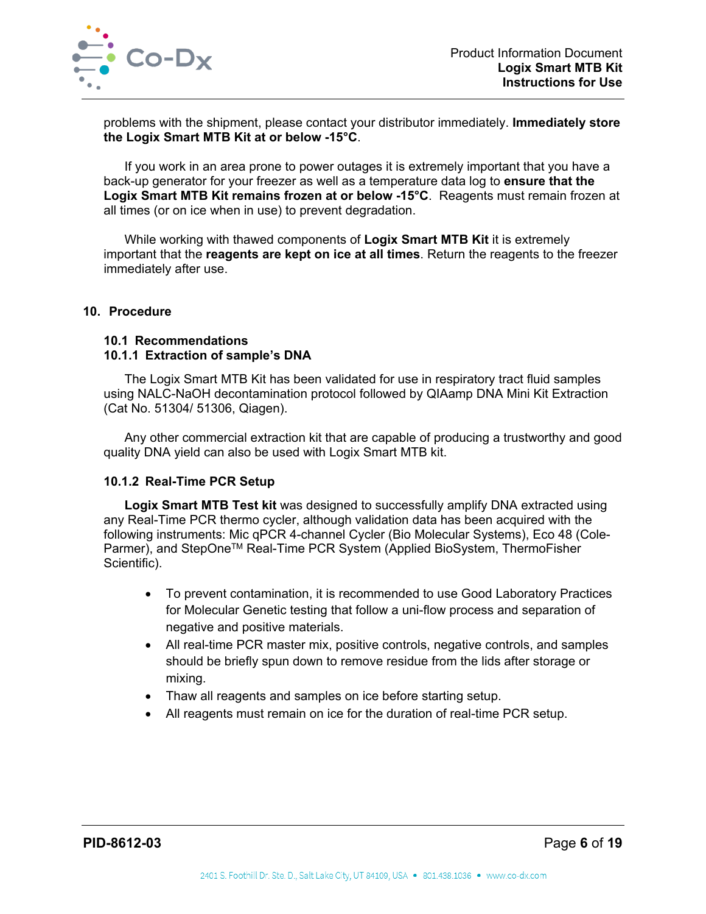problems with the shipment, please contact your distributor immediately. **Immediately store the Logix Smart MTB Kit at or below -15°C**.

If you work in an area prone to power outages it is extremely important that you have a back-up generator for your freezer as well as a temperature data log to **ensure that the Logix Smart MTB Kit remains frozen at or below -15°C**. Reagents must remain frozen at all times (or on ice when in use) to prevent degradation.

While working with thawed components of **Logix Smart MTB Kit** it is extremely important that the **reagents are kept on ice at all times**. Return the reagents to the freezer immediately after use.

## 10. Procedure

### 10.1 Recommendations

#### 10.1.1 Extraction of sample's DNA

The Logix Smart MTB Kit has been validated for use in respiratory tract fluid samples using NALC-NaOH decontamination protocol followed by QIAamp DNA Mini Kit Extraction (Cat No. 51304/ 51306, Qiagen).

Any other commercial extraction kit that are capable of producing a trustworthy and good quality DNA yield can also be used with Logix Smart MTB kit.

#### 10.1.2 Real-Time PCR Setup

**Logix Smart MTB Test kit** was designed to successfully amplify DNA extracted using any Real-Time PCR thermo cycler, although validation data has been acquired with the following instruments: Mic qPCR 4-channel Cycler (Bio Molecular Systems), Eco 48 (Cole-Parmer), and StepOne™ Real-Time PCR System (Applied BioSystem, ThermoFisher Scientific).

- To prevent contamination, it is recommended to use Good Laboratory Practices for Molecular Genetic testing that follow a uni-flow process and separation of negative and positive materials.
- All real-time PCR master mix, positive controls, negative controls, and samples should be briefly spun down to remove residue from the lids after storage or mixing.
- Thaw all reagents and samples on ice before starting setup.
- All reagents must remain on ice for the duration of real-time PCR setup.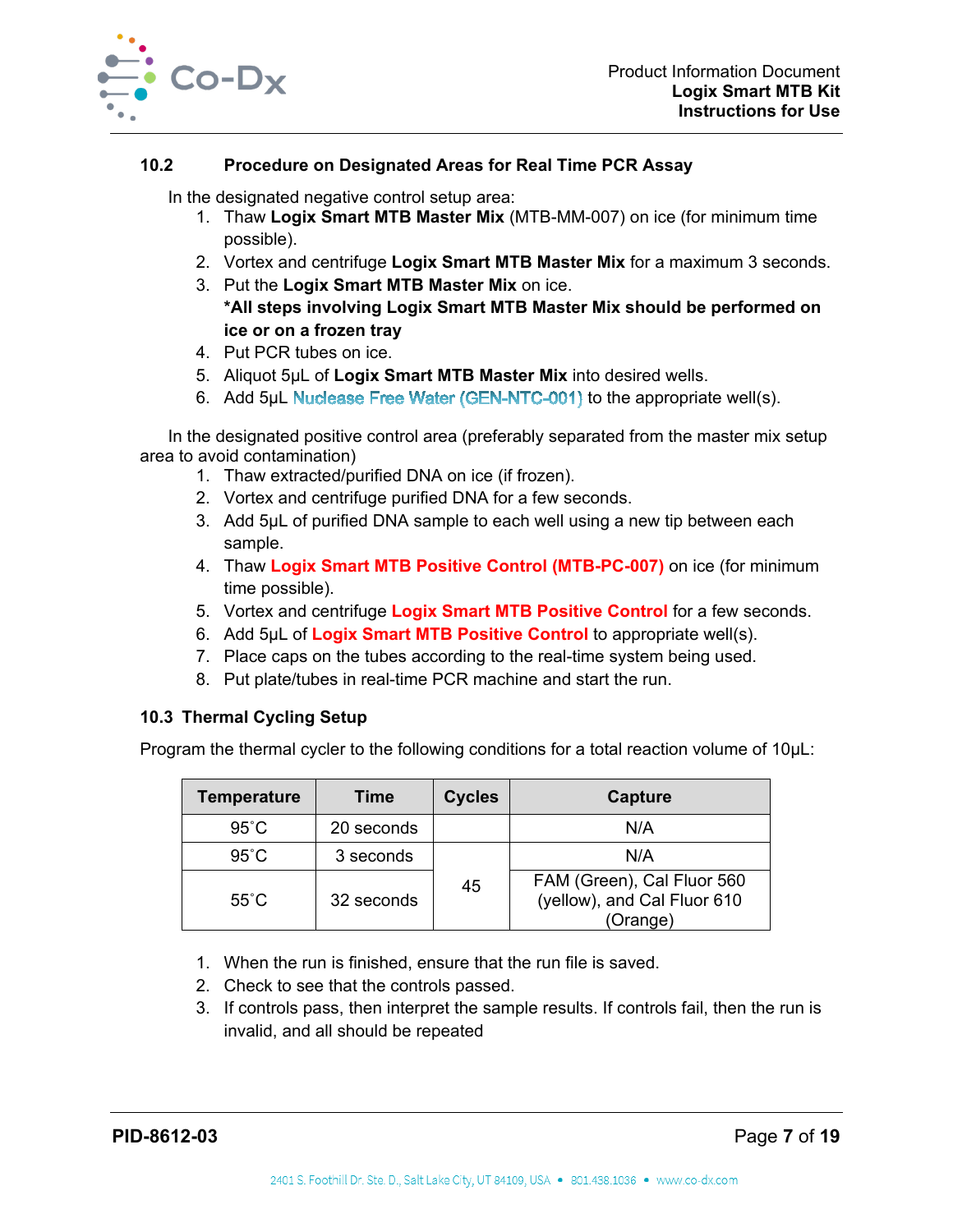## 10.2 Procedure on Designated Areas for Real Time PCR Assay

In the designated negative control setup area:

1. Thaw **Logix Smart MTB Master Mix** (MTB-MM-007) on ice (for minimum time possible).
2. Vortex and centrifuge **Logix Smart MTB Master Mix** for a maximum 3 seconds.
3. Put the **Logix Smart MTB Master Mix** on ice.
   **\*All steps involving Logix Smart MTB Master Mix should be performed on ice or on a frozen tray**
4. Put PCR tubes on ice.
5. Aliquot 5µL of **Logix Smart MTB Master Mix** into desired wells.
6. Add 5µL Nuclease Free Water (GEN-NTC-001) to the appropriate well(s).

In the designated positive control area (preferably separated from the master mix setup area to avoid contamination)

1. Thaw extracted/purified DNA on ice (if frozen).
2. Vortex and centrifuge purified DNA for a few seconds.
3. Add 5µL of purified DNA sample to each well using a new tip between each sample.
4. Thaw **Logix Smart MTB Positive Control (MTB-PC-007)** on ice (for minimum time possible).
5. Vortex and centrifuge **Logix Smart MTB Positive Control** for a few seconds.
6. Add 5µL of **Logix Smart MTB Positive Control** to appropriate well(s).
7. Place caps on the tubes according to the real-time system being used.
8. Put plate/tubes in real-time PCR machine and start the run.

## 10.3 Thermal Cycling Setup

Program the thermal cycler to the following conditions for a total reaction volume of 10µL:

| Temperature | Time | Cycles | Capture |
|---|---|---|---|
| 95˚C | 20 seconds | | N/A |
| 95˚C | 3 seconds | 45 | N/A |
| 55˚C | 32 seconds | | FAM (Green), Cal Fluor 560 (yellow), and Cal Fluor 610 (Orange) |

1. When the run is finished, ensure that the run file is saved.
2. Check to see that the controls passed.
3. If controls pass, then interpret the sample results. If controls fail, then the run is invalid, and all should be repeated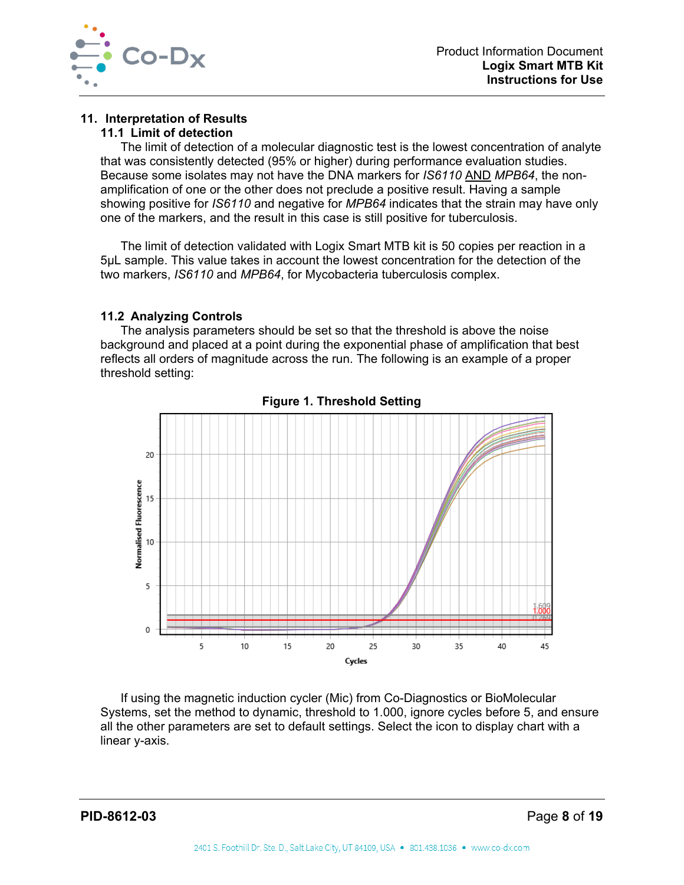## 11. Interpretation of Results

### 11.1 Limit of detection

The limit of detection of a molecular diagnostic test is the lowest concentration of analyte that was consistently detected (95% or higher) during performance evaluation studies. Because some isolates may not have the DNA markers for *IS6110* AND *MPB64*, the non-amplification of one or the other does not preclude a positive result. Having a sample showing positive for *IS6110* and negative for *MPB64* indicates that the strain may have only one of the markers, and the result in this case is still positive for tuberculosis.

The limit of detection validated with Logix Smart MTB kit is 50 copies per reaction in a 5µL sample. This value takes in account the lowest concentration for the detection of the two markers, *IS6110* and *MPB64*, for Mycobacteria tuberculosis complex.

### 11.2 Analyzing Controls

The analysis parameters should be set so that the threshold is above the noise background and placed at a point during the exponential phase of amplification that best reflects all orders of magnitude across the run. The following is an example of a proper threshold setting:

**Figure 1. Threshold Setting**

If using the magnetic induction cycler (Mic) from Co-Diagnostics or BioMolecular Systems, set the method to dynamic, threshold to 1.000, ignore cycles before 5, and ensure all the other parameters are set to default settings. Select the icon to display chart with a linear y-axis.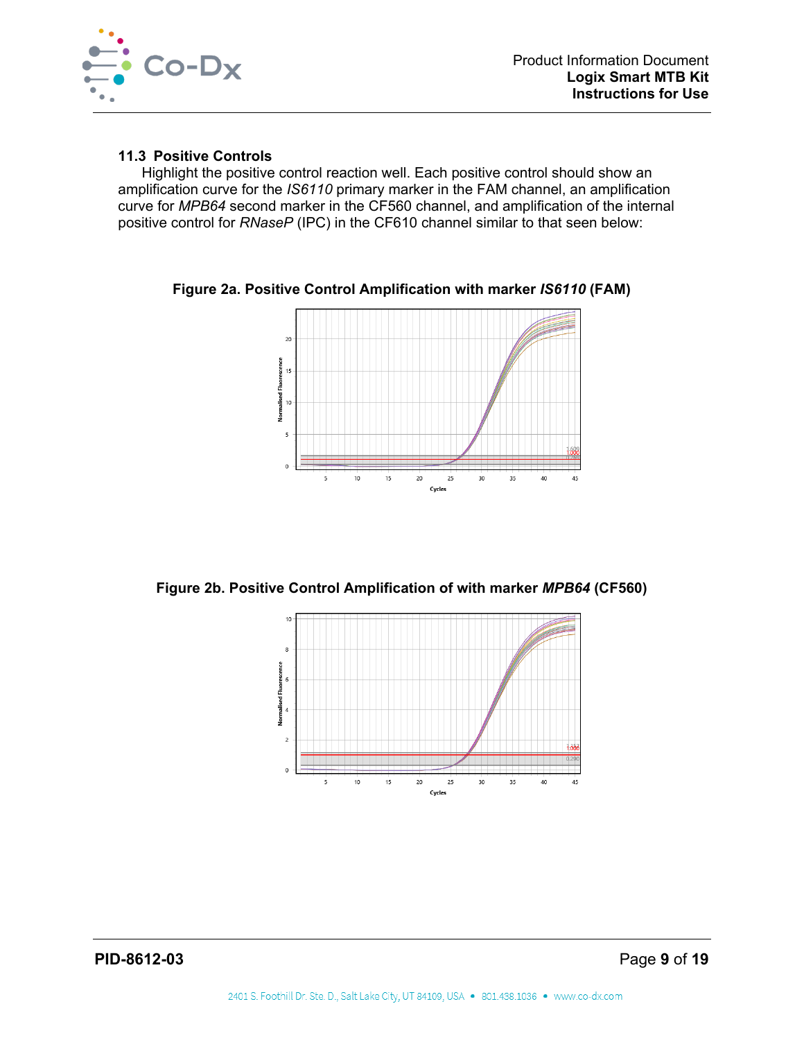### 11.3 Positive Controls

Highlight the positive control reaction well. Each positive control should show an amplification curve for the *IS6110* primary marker in the FAM channel, an amplification curve for *MPB64* second marker in the CF560 channel, and amplification of the internal positive control for *RNaseP* (IPC) in the CF610 channel similar to that seen below:

**Figure 2a. Positive Control Amplification with marker *IS6110* (FAM)**

**Figure 2b. Positive Control Amplification of with marker *MPB64* (CF560)**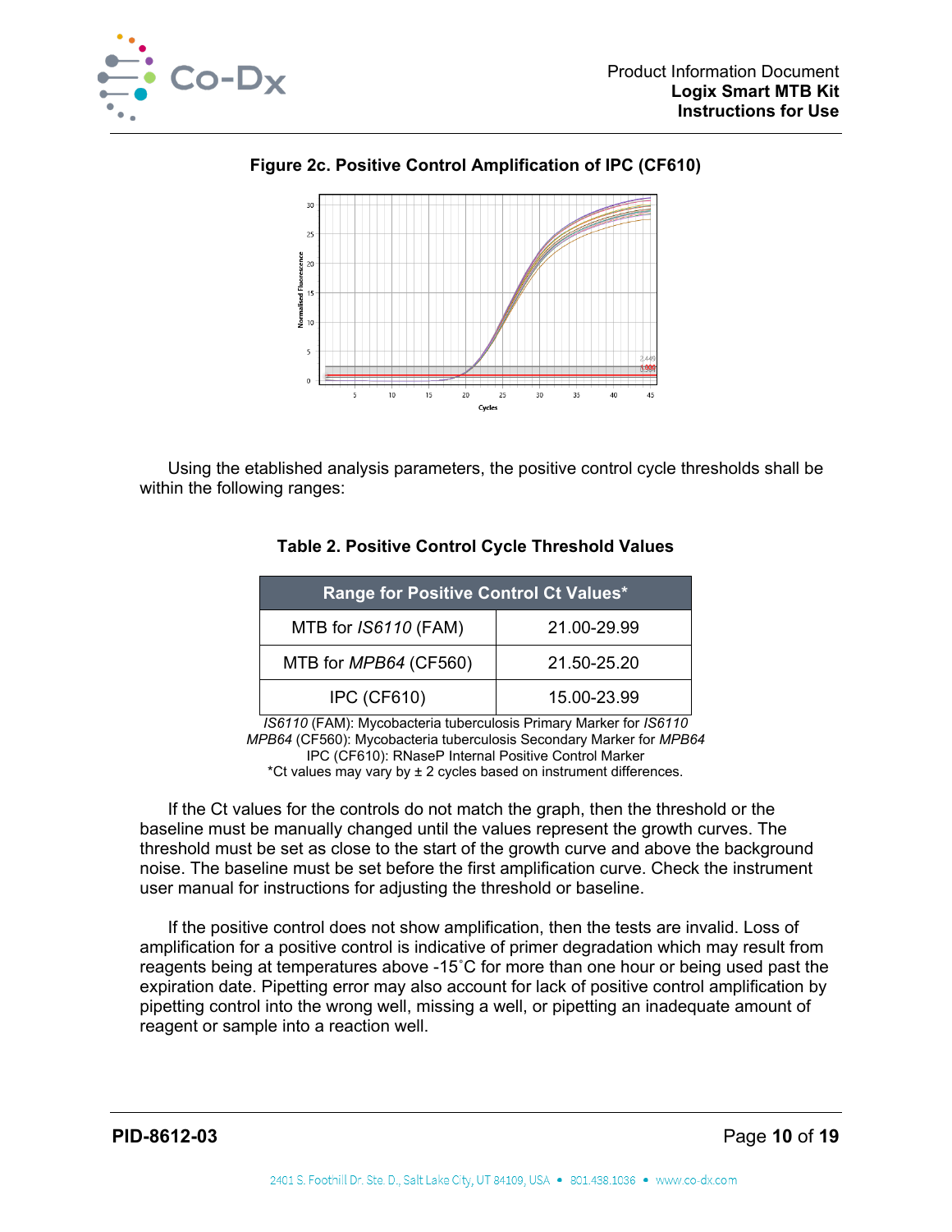**Figure 2c. Positive Control Amplification of IPC (CF610)**

Using the etablished analysis parameters, the positive control cycle thresholds shall be within the following ranges:

**Table 2. Positive Control Cycle Threshold Values**

| Range for Positive Control Ct Values* | |
|---|---|
| MTB for *IS6110* (FAM) | 21.00-29.99 |
| MTB for *MPB64* (CF560) | 21.50-25.20 |
| IPC (CF610) | 15.00-23.99 |

*IS6110* (FAM): Mycobacteria tuberculosis Primary Marker for *IS6110*
*MPB64* (CF560): Mycobacteria tuberculosis Secondary Marker for *MPB64*
IPC (CF610): RNaseP Internal Positive Control Marker
*Ct values may vary by ± 2 cycles based on instrument differences.

If the Ct values for the controls do not match the graph, then the threshold or the baseline must be manually changed until the values represent the growth curves. The threshold must be set as close to the start of the growth curve and above the background noise. The baseline must be set before the first amplification curve. Check the instrument user manual for instructions for adjusting the threshold or baseline.

If the positive control does not show amplification, then the tests are invalid. Loss of amplification for a positive control is indicative of primer degradation which may result from reagents being at temperatures above -15˚C for more than one hour or being used past the expiration date. Pipetting error may also account for lack of positive control amplification by pipetting control into the wrong well, missing a well, or pipetting an inadequate amount of reagent or sample into a reaction well.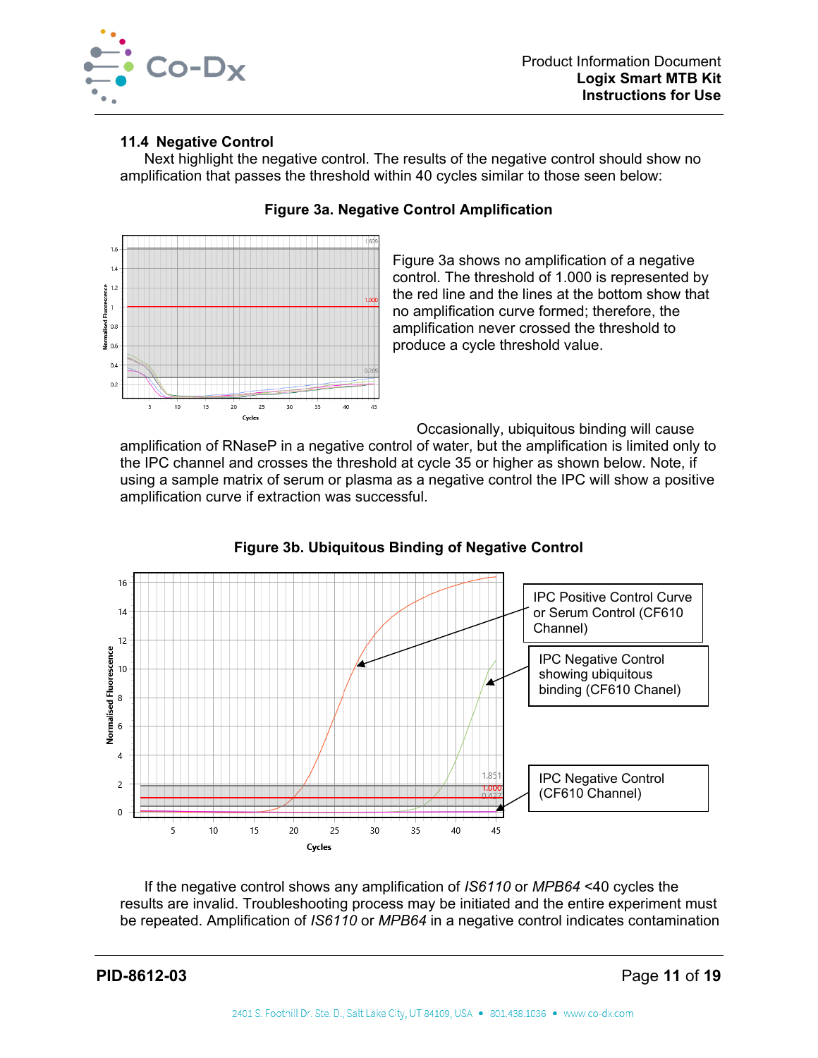### 11.4 Negative Control

Next highlight the negative control. The results of the negative control should show no amplification that passes the threshold within 40 cycles similar to those seen below:

**Figure 3a. Negative Control Amplification**

Figure 3a shows no amplification of a negative control. The threshold of 1.000 is represented by the red line and the lines at the bottom show that no amplification curve formed; therefore, the amplification never crossed the threshold to produce a cycle threshold value.

Occasionally, ubiquitous binding will cause amplification of RNaseP in a negative control of water, but the amplification is limited only to the IPC channel and crosses the threshold at cycle 35 or higher as shown below. Note, if using a sample matrix of serum or plasma as a negative control the IPC will show a positive amplification curve if extraction was successful.

**Figure 3b. Ubiquitous Binding of Negative Control**

If the negative control shows any amplification of *IS6110* or *MPB64* <40 cycles the results are invalid. Troubleshooting process may be initiated and the entire experiment must be repeated. Amplification of *IS6110* or *MPB64* in a negative control indicates contamination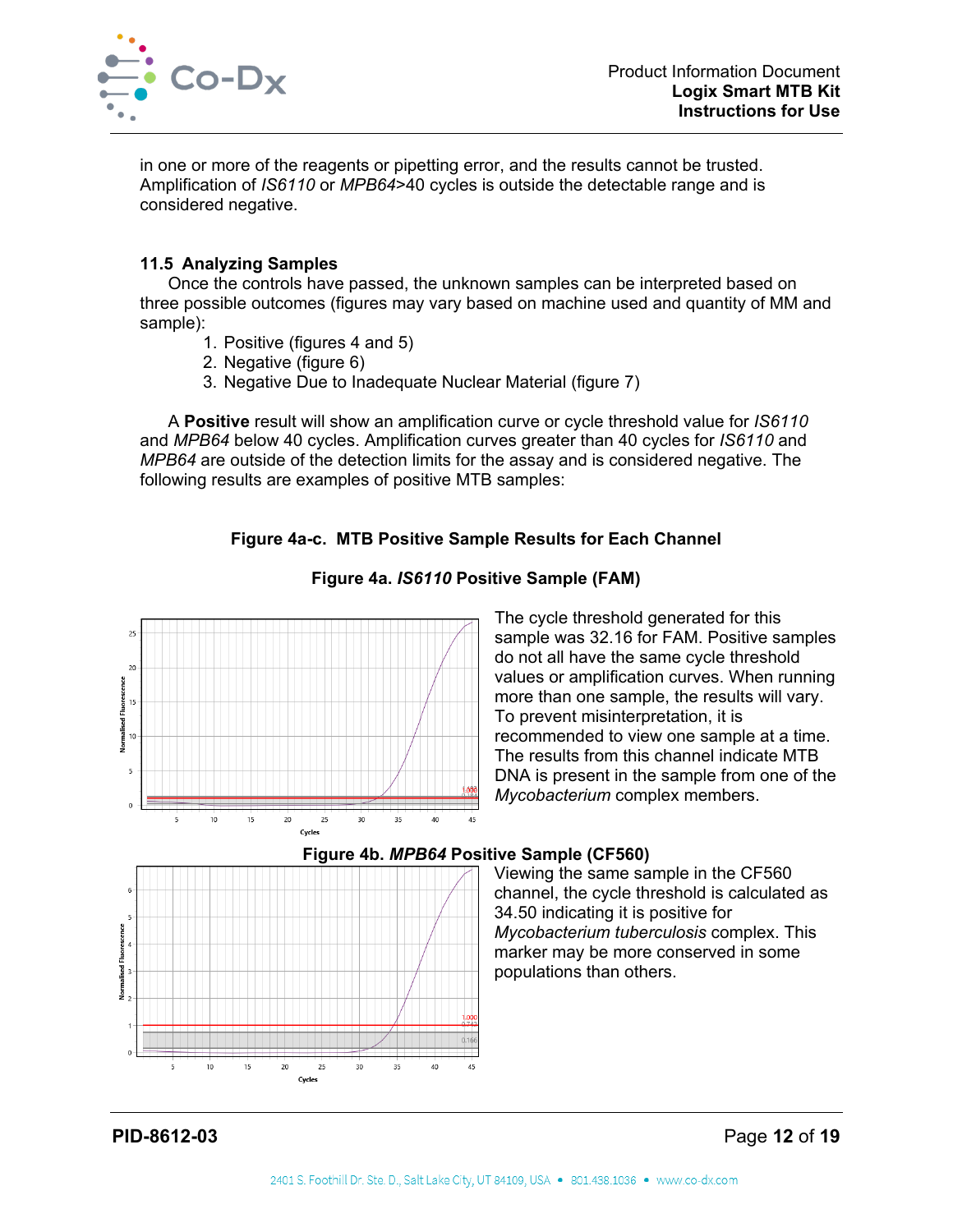in one or more of the reagents or pipetting error, and the results cannot be trusted. Amplification of *IS6110* or *MPB64*>40 cycles is outside the detectable range and is considered negative.

### 11.5 Analyzing Samples

Once the controls have passed, the unknown samples can be interpreted based on three possible outcomes (figures may vary based on machine used and quantity of MM and sample):

1. Positive (figures 4 and 5)
2. Negative (figure 6)
3. Negative Due to Inadequate Nuclear Material (figure 7)

A **Positive** result will show an amplification curve or cycle threshold value for *IS6110* and *MPB64* below 40 cycles. Amplification curves greater than 40 cycles for *IS6110* and *MPB64* are outside of the detection limits for the assay and is considered negative. The following results are examples of positive MTB samples:

**Figure 4a-c. MTB Positive Sample Results for Each Channel**

**Figure 4a. *IS6110* Positive Sample (FAM)**

The cycle threshold generated for this sample was 32.16 for FAM. Positive samples do not all have the same cycle threshold values or amplification curves. When running more than one sample, the results will vary. To prevent misinterpretation, it is recommended to view one sample at a time. The results from this channel indicate MTB DNA is present in the sample from one of the *Mycobacterium* complex members.

**Figure 4b. *MPB64* Positive Sample (CF560)**

Viewing the same sample in the CF560 channel, the cycle threshold is calculated as 34.50 indicating it is positive for *Mycobacterium tuberculosis* complex. This marker may be more conserved in some populations than others.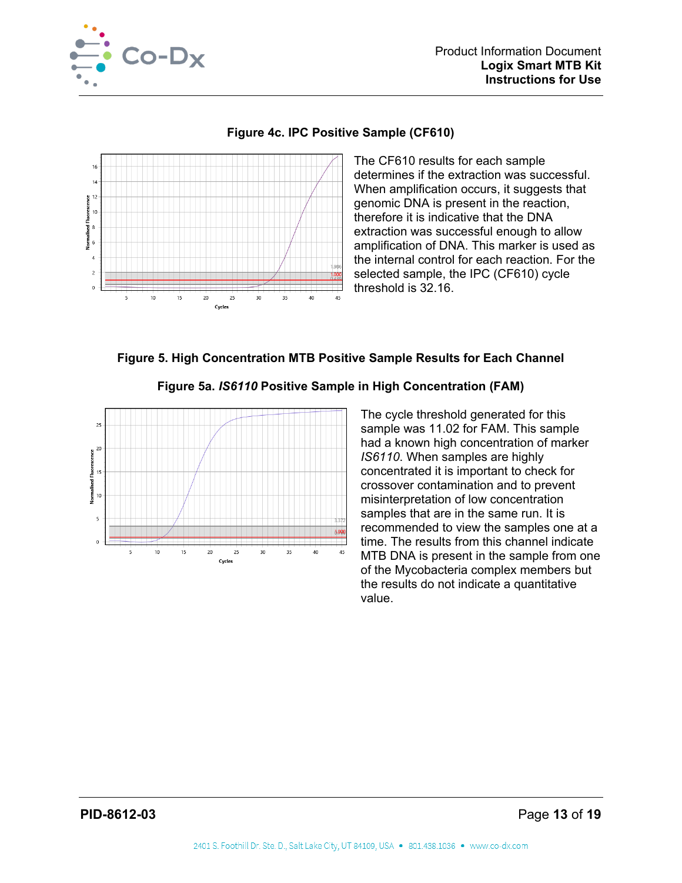### Figure 4c. IPC Positive Sample (CF610)

The CF610 results for each sample determines if the extraction was successful. When amplification occurs, it suggests that genomic DNA is present in the reaction, therefore it is indicative that the DNA extraction was successful enough to allow amplification of DNA. This marker is used as the internal control for each reaction. For the selected sample, the IPC (CF610) cycle threshold is 32.16.

### Figure 5. High Concentration MTB Positive Sample Results for Each Channel

#### Figure 5a. *IS6110* Positive Sample in High Concentration (FAM)

The cycle threshold generated for this sample was 11.02 for FAM. This sample had a known high concentration of marker *IS6110*. When samples are highly concentrated it is important to check for crossover contamination and to prevent misinterpretation of low concentration samples that are in the same run. It is recommended to view the samples one at a time. The results from this channel indicate MTB DNA is present in the sample from one of the Mycobacteria complex members but the results do not indicate a quantitative value.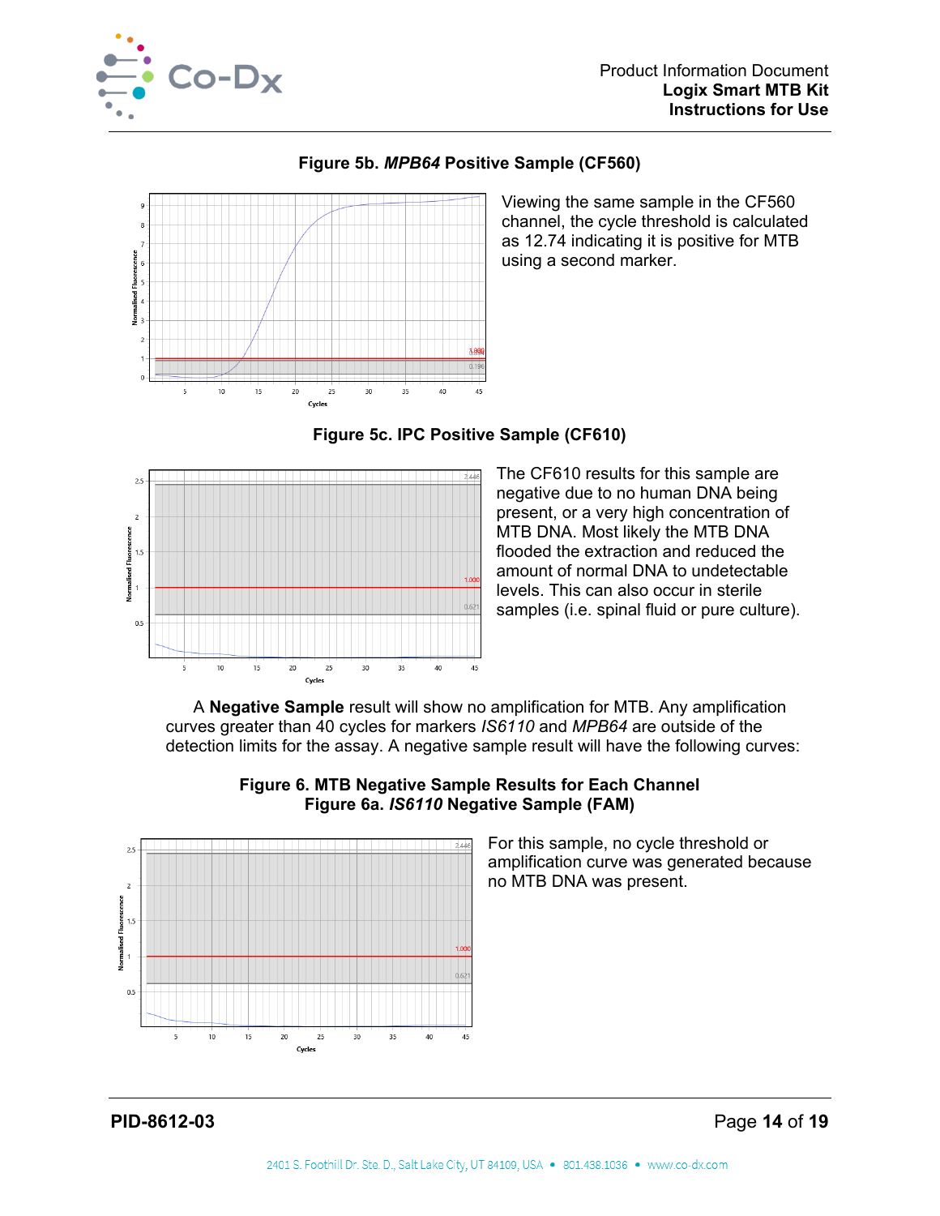**Figure 5b. *MPB64* Positive Sample (CF560)**

Viewing the same sample in the CF560 channel, the cycle threshold is calculated as 12.74 indicating it is positive for MTB using a second marker.

**Figure 5c. IPC Positive Sample (CF610)**

The CF610 results for this sample are negative due to no human DNA being present, or a very high concentration of MTB DNA. Most likely the MTB DNA flooded the extraction and reduced the amount of normal DNA to undetectable levels. This can also occur in sterile samples (i.e. spinal fluid or pure culture).

A **Negative Sample** result will show no amplification for MTB. Any amplification curves greater than 40 cycles for markers *IS6110* and *MPB64* are outside of the detection limits for the assay. A negative sample result will have the following curves:

**Figure 6. MTB Negative Sample Results for Each Channel**
**Figure 6a. *IS6110* Negative Sample (FAM)**

For this sample, no cycle threshold or amplification curve was generated because no MTB DNA was present.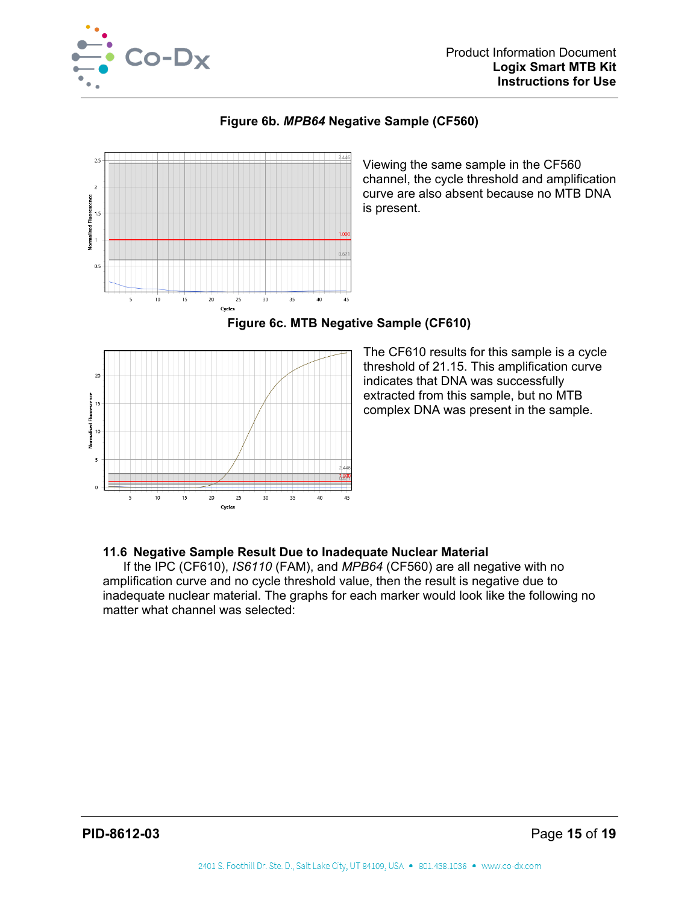**Figure 6b. *MPB64* Negative Sample (CF560)**

Viewing the same sample in the CF560 channel, the cycle threshold and amplification curve are also absent because no MTB DNA is present.

**Figure 6c. MTB Negative Sample (CF610)**

The CF610 results for this sample is a cycle threshold of 21.15. This amplification curve indicates that DNA was successfully extracted from this sample, but no MTB complex DNA was present in the sample.

## 11.6 Negative Sample Result Due to Inadequate Nuclear Material

If the IPC (CF610), *IS6110* (FAM), and *MPB64* (CF560) are all negative with no amplification curve and no cycle threshold value, then the result is negative due to inadequate nuclear material. The graphs for each marker would look like the following no matter what channel was selected: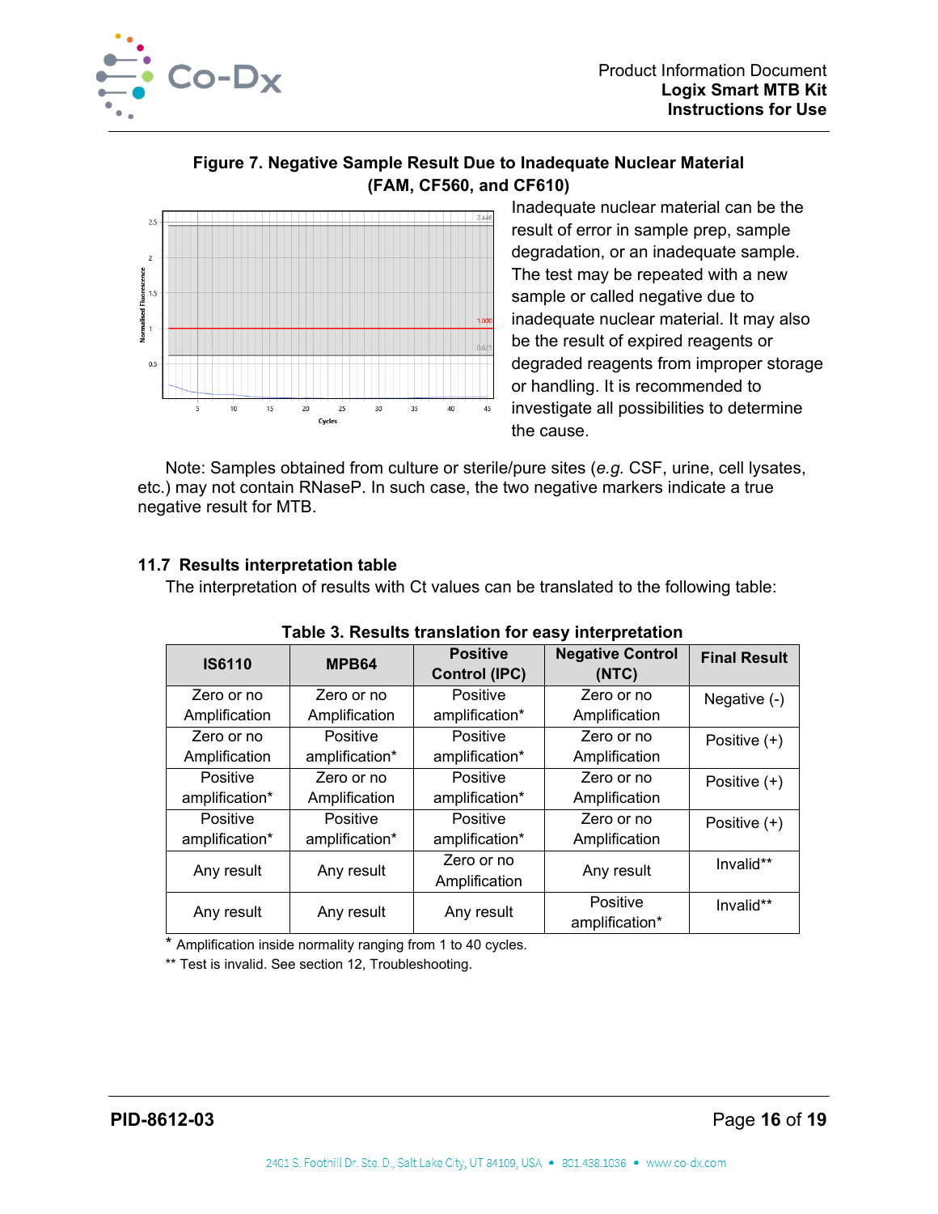**Figure 7. Negative Sample Result Due to Inadequate Nuclear Material (FAM, CF560, and CF610)**

Inadequate nuclear material can be the result of error in sample prep, sample degradation, or an inadequate sample. The test may be repeated with a new sample or called negative due to inadequate nuclear material. It may also be the result of expired reagents or degraded reagents from improper storage or handling. It is recommended to investigate all possibilities to determine the cause.

Note: Samples obtained from culture or sterile/pure sites (*e.g.* CSF, urine, cell lysates, etc.) may not contain RNaseP. In such case, the two negative markers indicate a true negative result for MTB.

## 11.7 Results interpretation table

The interpretation of results with Ct values can be translated to the following table:

**Table 3. Results translation for easy interpretation**

| IS6110 | MPB64 | Positive Control (IPC) | Negative Control (NTC) | Final Result |
|---|---|---|---|---|
| Zero or no Amplification | Zero or no Amplification | Positive amplification* | Zero or no Amplification | Negative (-) |
| Zero or no Amplification | Positive amplification* | Positive amplification* | Zero or no Amplification | Positive (+) |
| Positive amplification* | Zero or no Amplification | Positive amplification* | Zero or no Amplification | Positive (+) |
| Positive amplification* | Positive amplification* | Positive amplification* | Zero or no Amplification | Positive (+) |
| Any result | Any result | Zero or no Amplification | Any result | Invalid** |
| Any result | Any result | Any result | Positive amplification* | Invalid** |

* Amplification inside normality ranging from 1 to 40 cycles.

** Test is invalid. See section 12, Troubleshooting.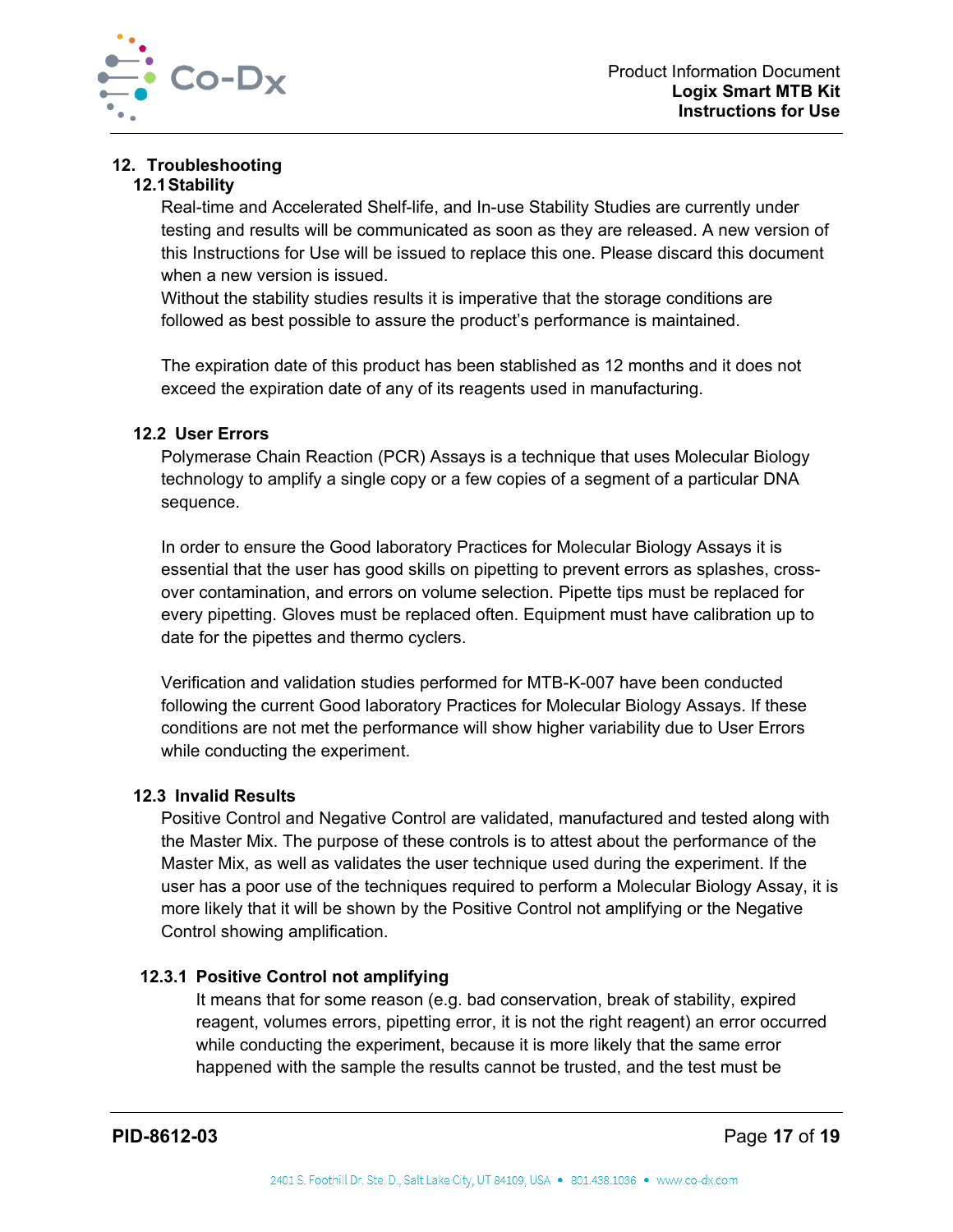## 12. Troubleshooting

### 12.1 Stability

Real-time and Accelerated Shelf-life, and In-use Stability Studies are currently under testing and results will be communicated as soon as they are released. A new version of this Instructions for Use will be issued to replace this one. Please discard this document when a new version is issued.
Without the stability studies results it is imperative that the storage conditions are followed as best possible to assure the product's performance is maintained.

The expiration date of this product has been stablished as 12 months and it does not exceed the expiration date of any of its reagents used in manufacturing.

### 12.2 User Errors

Polymerase Chain Reaction (PCR) Assays is a technique that uses Molecular Biology technology to amplify a single copy or a few copies of a segment of a particular DNA sequence.

In order to ensure the Good laboratory Practices for Molecular Biology Assays it is essential that the user has good skills on pipetting to prevent errors as splashes, cross-over contamination, and errors on volume selection. Pipette tips must be replaced for every pipetting. Gloves must be replaced often. Equipment must have calibration up to date for the pipettes and thermo cyclers.

Verification and validation studies performed for MTB-K-007 have been conducted following the current Good laboratory Practices for Molecular Biology Assays. If these conditions are not met the performance will show higher variability due to User Errors while conducting the experiment.

### 12.3 Invalid Results

Positive Control and Negative Control are validated, manufactured and tested along with the Master Mix. The purpose of these controls is to attest about the performance of the Master Mix, as well as validates the user technique used during the experiment. If the user has a poor use of the techniques required to perform a Molecular Biology Assay, it is more likely that it will be shown by the Positive Control not amplifying or the Negative Control showing amplification.

#### 12.3.1 Positive Control not amplifying

It means that for some reason (e.g. bad conservation, break of stability, expired reagent, volumes errors, pipetting error, it is not the right reagent) an error occurred while conducting the experiment, because it is more likely that the same error happened with the sample the results cannot be trusted, and the test must be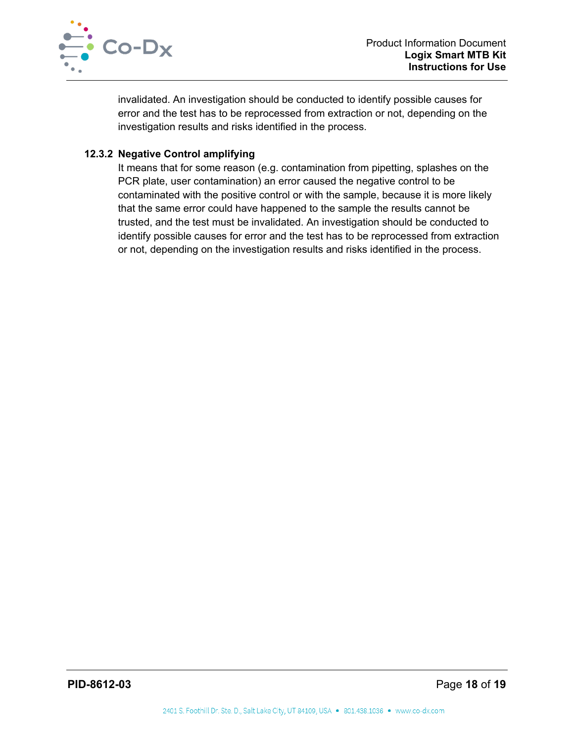invalidated. An investigation should be conducted to identify possible causes for error and the test has to be reprocessed from extraction or not, depending on the investigation results and risks identified in the process.

#### 12.3.2 Negative Control amplifying

It means that for some reason (e.g. contamination from pipetting, splashes on the PCR plate, user contamination) an error caused the negative control to be contaminated with the positive control or with the sample, because it is more likely that the same error could have happened to the sample the results cannot be trusted, and the test must be invalidated. An investigation should be conducted to identify possible causes for error and the test has to be reprocessed from extraction or not, depending on the investigation results and risks identified in the process.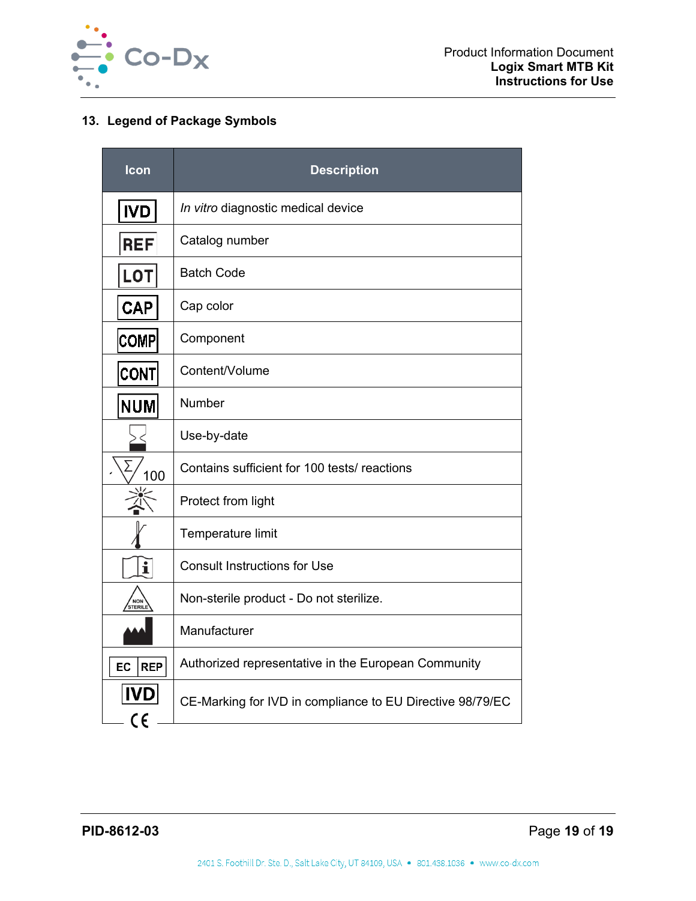## 13. Legend of Package Symbols

| Icon | Description |
|---|---|
| IVD | *In vitro* diagnostic medical device |
| REF | Catalog number |
| LOT | Batch Code |
| CAP | Cap color |
| COMP | Component |
| CONT | Content/Volume |
| NUM | Number |
| | Use-by-date |
| Σ 100 | Contains sufficient for 100 tests/ reactions |
| | Protect from light |
| | Temperature limit |
| | Consult Instructions for Use |
| NON STERILE | Non-sterile product - Do not sterilize. |
| | Manufacturer |
| EC REP | Authorized representative in the European Community |
| IVD CE | CE-Marking for IVD in compliance to EU Directive 98/79/EC |